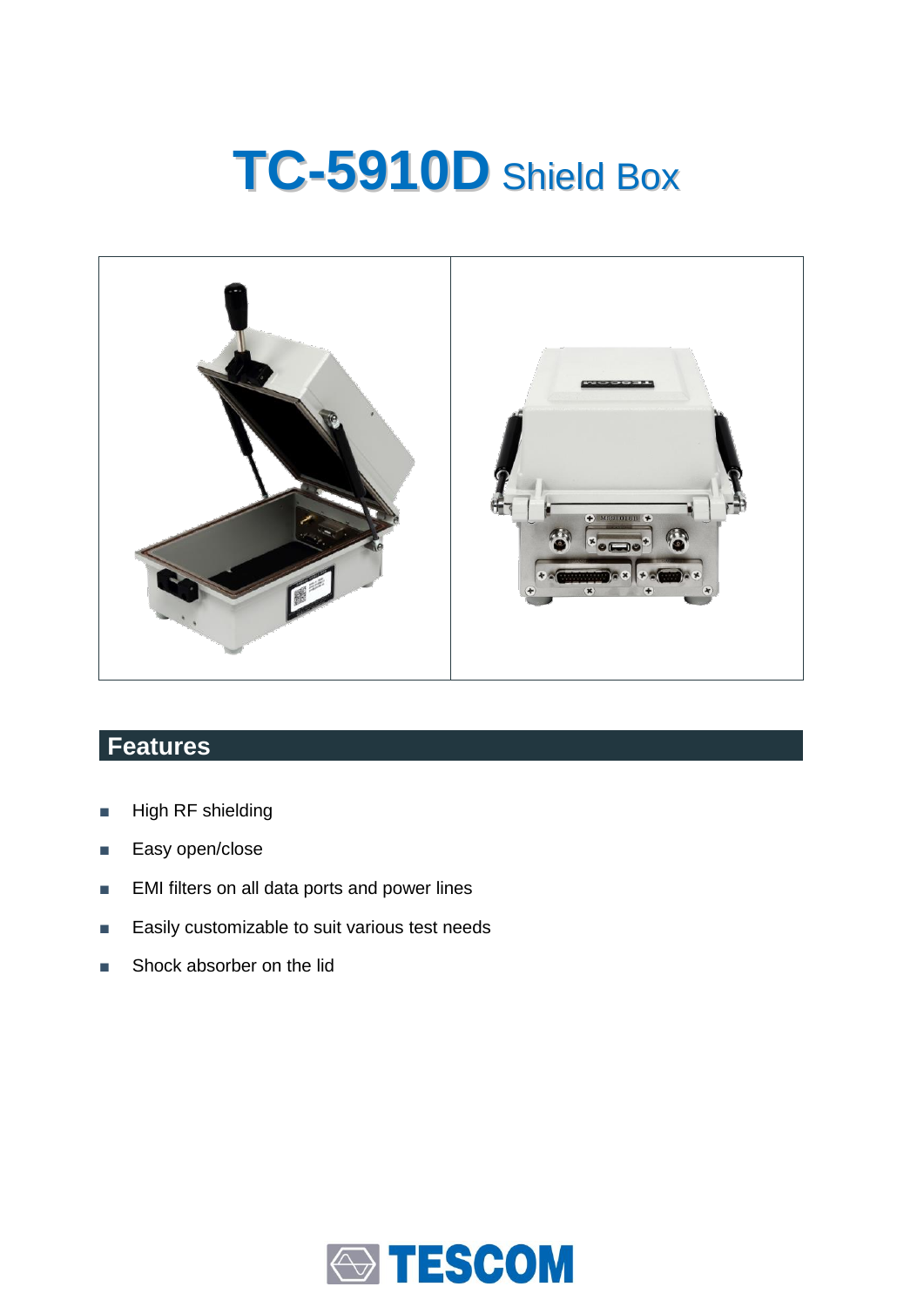# TC-5910D Shield Box

## Features

- High RF shielding
- Easy open/close
- EMI filters on all data ports and power lines
- Easily customizable to suit various test needs
- Shock absorber on the lid

TESCOM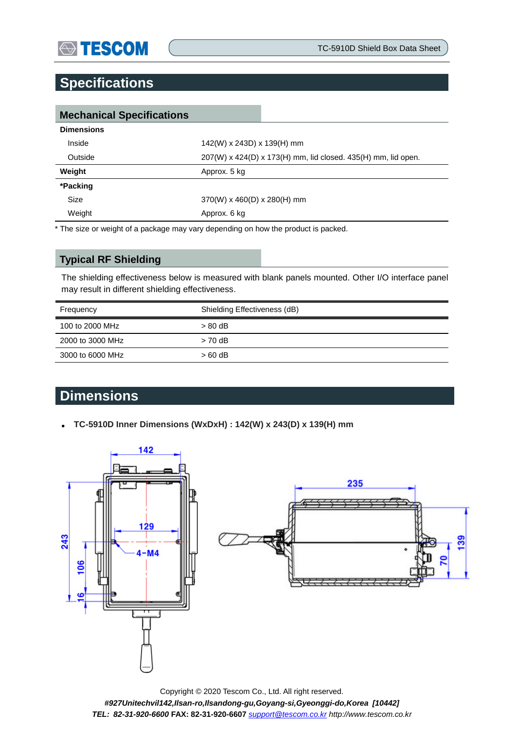# Specifications

## Mechanical Specifications

| | |
|---|---|
| **Dimensions** | |
| Inside | 142(W) x 243D) x 139(H) mm |
| Outside | 207(W) x 424(D) x 173(H) mm, lid closed. 435(H) mm, lid open. |
| **Weight** | Approx. 5 kg |
| ***Packing** | |
| Size | 370(W) x 460(D) x 280(H) mm |
| Weight | Approx. 6 kg |

* The size or weight of a package may vary depending on how the product is packed.

## Typical RF Shielding

The shielding effectiveness below is measured with blank panels mounted. Other I/O interface panel may result in different shielding effectiveness.

| Frequency | Shielding Effectiveness (dB) |
|---|---|
| 100 to 2000 MHz | > 80 dB |
| 2000 to 3000 MHz | > 70 dB |
| 3000 to 6000 MHz | > 60 dB |

# Dimensions

- **TC-5910D Inner Dimensions (WxDxH) : 142(W) x 243(D) x 139(H) mm**

Copyright © 2020 Tescom Co., Ltd. All right reserved.
***#927Unitechvil142,Ilsan-ro,Ilsandong-gu,Goyang-si,Gyeonggi-do,Korea [10442]***
***TEL: 82-31-920-6600*** **FAX: 82-31-920-6607** *support@tescom.co.kr http://www.tescom.co.kr*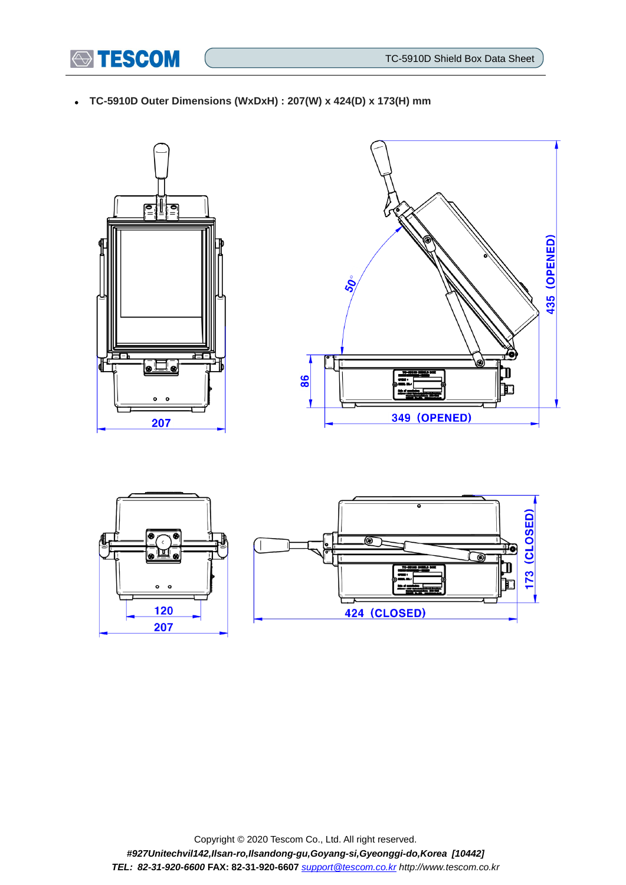- **TC-5910D Outer Dimensions (WxDxH) : 207(W) x 424(D) x 173(H) mm**

207

50°

86

349 (OPENED)

435 (OPENED)

120

207

424 (CLOSED)

173 (CLOSED)

Copyright © 2020 Tescom Co., Ltd. All right reserved.

*#927Unitechvil142,Ilsan-ro,Ilsandong-gu,Goyang-si,Gyeonggi-do,Korea [10442]*

***TEL: 82-31-920-6600*** **FAX: 82-31-920-6607** *support@tescom.co.kr http://www.tescom.co.kr*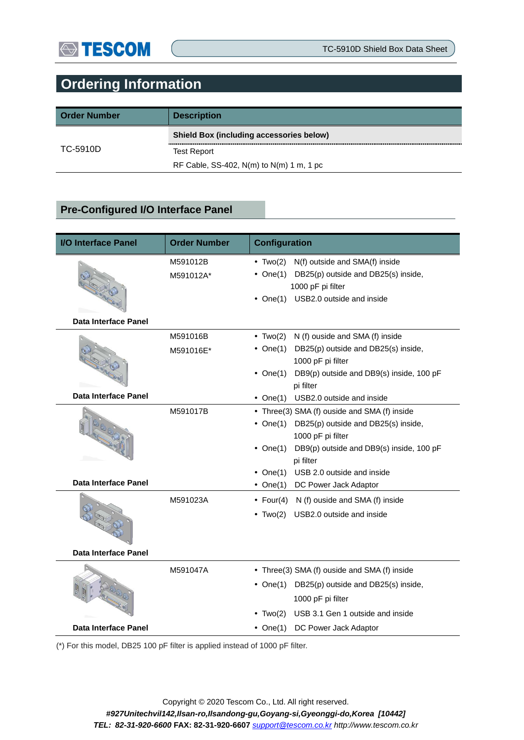## Ordering Information

| Order Number | Description |
|---|---|
| TC-5910D | **Shield Box (including accessories below)** |
| | Test Report |
| | RF Cable, SS-402, N(m) to N(m) 1 m, 1 pc |

### Pre-Configured I/O Interface Panel

| I/O Interface Panel | Order Number | Configuration |
|---|---|---|
| Data Interface Panel | M591012B<br>M591012A* | • Two(2) N(f) outside and SMA(f) inside<br>• One(1) DB25(p) outside and DB25(s) inside, 1000 pF pi filter<br>• One(1) USB2.0 outside and inside |
| Data Interface Panel | M591016B<br>M591016E* | • Two(2) N (f) ouside and SMA (f) inside<br>• One(1) DB25(p) outside and DB25(s) inside, 1000 pF pi filter<br>• One(1) DB9(p) outside and DB9(s) inside, 100 pF pi filter<br>• One(1) USB2.0 outside and inside |
| Data Interface Panel | M591017B | • Three(3) SMA (f) ouside and SMA (f) inside<br>• One(1) DB25(p) outside and DB25(s) inside, 1000 pF pi filter<br>• One(1) DB9(p) outside and DB9(s) inside, 100 pF pi filter<br>• One(1) USB 2.0 outside and inside<br>• One(1) DC Power Jack Adaptor |
| Data Interface Panel | M591023A | • Four(4) N (f) ouside and SMA (f) inside<br>• Two(2) USB2.0 outside and inside |
| Data Interface Panel | M591047A | • Three(3) SMA (f) ouside and SMA (f) inside<br>• One(1) DB25(p) outside and DB25(s) inside, 1000 pF pi filter<br>• Two(2) USB 3.1 Gen 1 outside and inside<br>• One(1) DC Power Jack Adaptor |

(*) For this model, DB25 100 pF filter is applied instead of 1000 pF filter.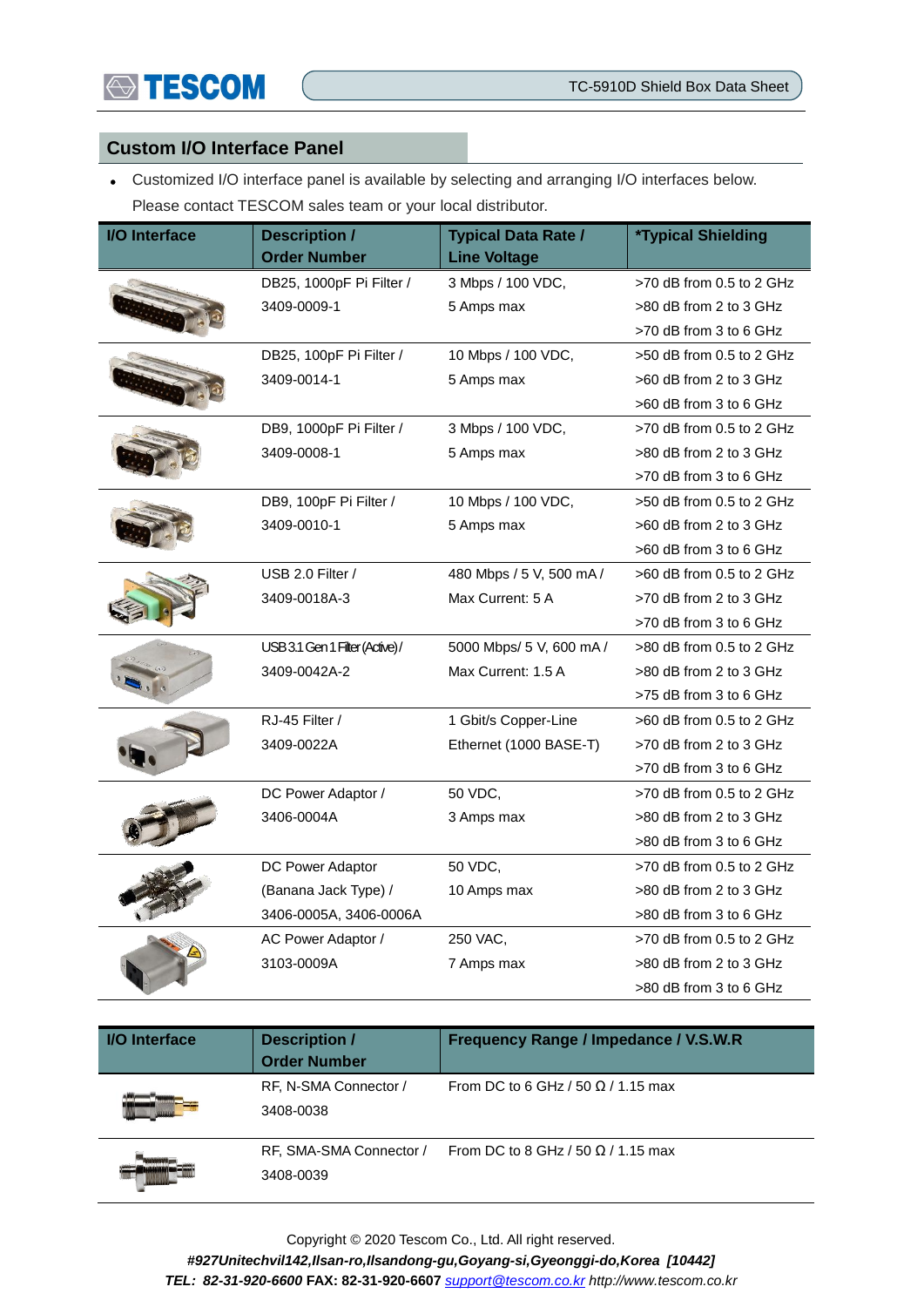## Custom I/O Interface Panel

- Customized I/O interface panel is available by selecting and arranging I/O interfaces below. Please contact TESCOM sales team or your local distributor.

| I/O Interface | Description / Order Number | Typical Data Rate / Line Voltage | *Typical Shielding |
|---|---|---|---|
| | DB25, 1000pF Pi Filter / 3409-0009-1 | 3 Mbps / 100 VDC, 5 Amps max | >70 dB from 0.5 to 2 GHz<br>>80 dB from 2 to 3 GHz<br>>70 dB from 3 to 6 GHz |
| | DB25, 100pF Pi Filter / 3409-0014-1 | 10 Mbps / 100 VDC, 5 Amps max | >50 dB from 0.5 to 2 GHz<br>>60 dB from 2 to 3 GHz<br>>60 dB from 3 to 6 GHz |
| | DB9, 1000pF Pi Filter / 3409-0008-1 | 3 Mbps / 100 VDC, 5 Amps max | >70 dB from 0.5 to 2 GHz<br>>80 dB from 2 to 3 GHz<br>>70 dB from 3 to 6 GHz |
| | DB9, 100pF Pi Filter / 3409-0010-1 | 10 Mbps / 100 VDC, 5 Amps max | >50 dB from 0.5 to 2 GHz<br>>60 dB from 2 to 3 GHz<br>>60 dB from 3 to 6 GHz |
| | USB 2.0 Filter / 3409-0018A-3 | 480 Mbps / 5 V, 500 mA / Max Current: 5 A | >60 dB from 0.5 to 2 GHz<br>>70 dB from 2 to 3 GHz<br>>70 dB from 3 to 6 GHz |
| | USB 3.1 Gen 1 Filter (Active) / 3409-0042A-2 | 5000 Mbps/ 5 V, 600 mA / Max Current: 1.5 A | >80 dB from 0.5 to 2 GHz<br>>80 dB from 2 to 3 GHz<br>>75 dB from 3 to 6 GHz |
| | RJ-45 Filter / 3409-0022A | 1 Gbit/s Copper-Line Ethernet (1000 BASE-T) | >60 dB from 0.5 to 2 GHz<br>>70 dB from 2 to 3 GHz<br>>70 dB from 3 to 6 GHz |
| | DC Power Adaptor / 3406-0004A | 50 VDC, 3 Amps max | >70 dB from 0.5 to 2 GHz<br>>80 dB from 2 to 3 GHz<br>>80 dB from 3 to 6 GHz |
| | DC Power Adaptor (Banana Jack Type) / 3406-0005A, 3406-0006A | 50 VDC, 10 Amps max | >70 dB from 0.5 to 2 GHz<br>>80 dB from 2 to 3 GHz<br>>80 dB from 3 to 6 GHz |
| | AC Power Adaptor / 3103-0009A | 250 VAC, 7 Amps max | >70 dB from 0.5 to 2 GHz<br>>80 dB from 2 to 3 GHz<br>>80 dB from 3 to 6 GHz |

| I/O Interface | Description / Order Number | Frequency Range / Impedance / V.S.W.R |
|---|---|---|
| | RF, N-SMA Connector / 3408-0038 | From DC to 6 GHz / 50 Ω / 1.15 max |
| | RF, SMA-SMA Connector / 3408-0039 | From DC to 8 GHz / 50 Ω / 1.15 max |

Copyright © 2020 Tescom Co., Ltd. All right reserved.

***#927Unitechvil142,Ilsan-ro,Ilsandong-gu,Goyang-si,Gyeonggi-do,Korea [10442]***

***TEL: 82-31-920-6600*** **FAX: 82-31-920-6607** support@tescom.co.kr *http://www.tescom.co.kr*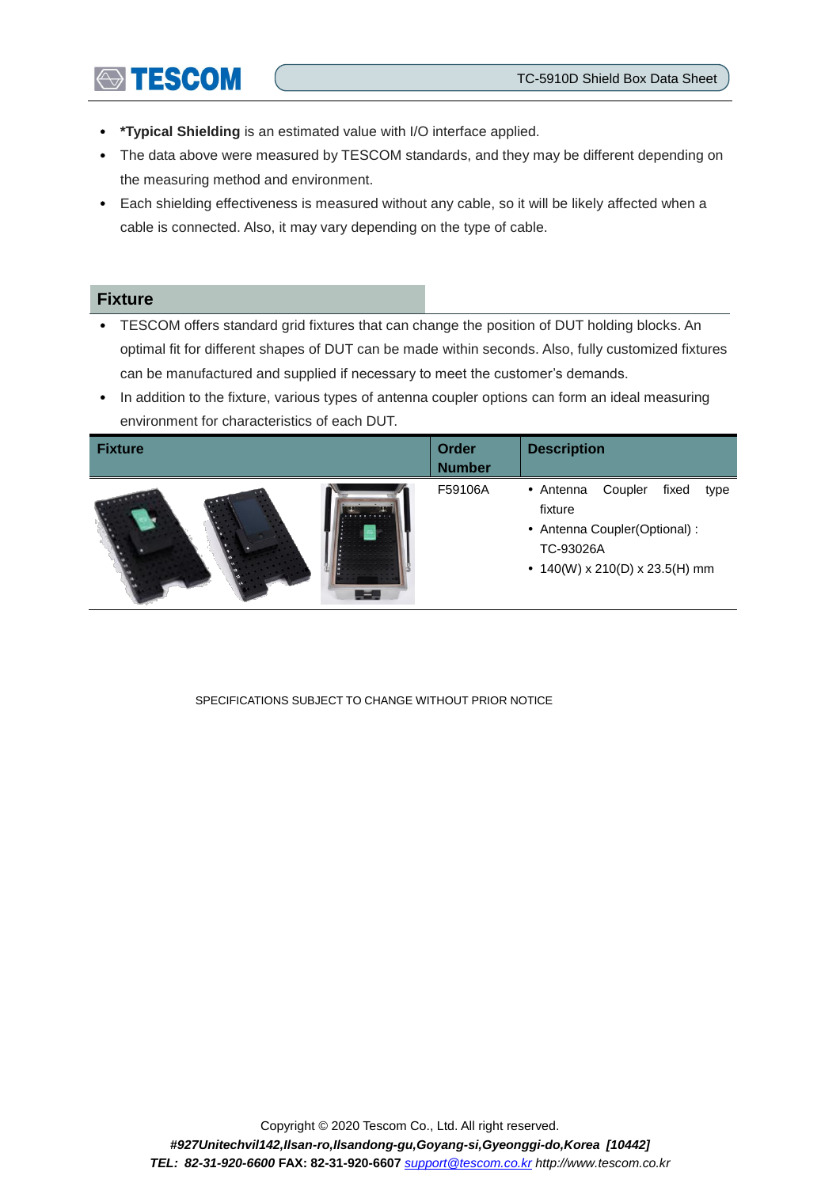- ***Typical Shielding** is an estimated value with I/O interface applied.
- The data above were measured by TESCOM standards, and they may be different depending on the measuring method and environment.
- Each shielding effectiveness is measured without any cable, so it will be likely affected when a cable is connected. Also, it may vary depending on the type of cable.

## Fixture

- TESCOM offers standard grid fixtures that can change the position of DUT holding blocks. An optimal fit for different shapes of DUT can be made within seconds. Also, fully customized fixtures can be manufactured and supplied if necessary to meet the customer's demands.
- In addition to the fixture, various types of antenna coupler options can form an ideal measuring environment for characteristics of each DUT.

| Fixture | Order Number | Description |
| --- | --- | --- |
| | F59106A | • Antenna Coupler fixed type fixture<br>• Antenna Coupler(Optional) : TC-93026A<br>• 140(W) x 210(D) x 23.5(H) mm |

SPECIFICATIONS SUBJECT TO CHANGE WITHOUT PRIOR NOTICE

Copyright © 2020 Tescom Co., Ltd. All right reserved.

***#927Unitechvil142,Ilsan-ro,Ilsandong-gu,Goyang-si,Gyeonggi-do,Korea [10442]***

***TEL: 82-31-920-6600*** **FAX: 82-31-920-6607** *support@tescom.co.kr* *http://www.tescom.co.kr*